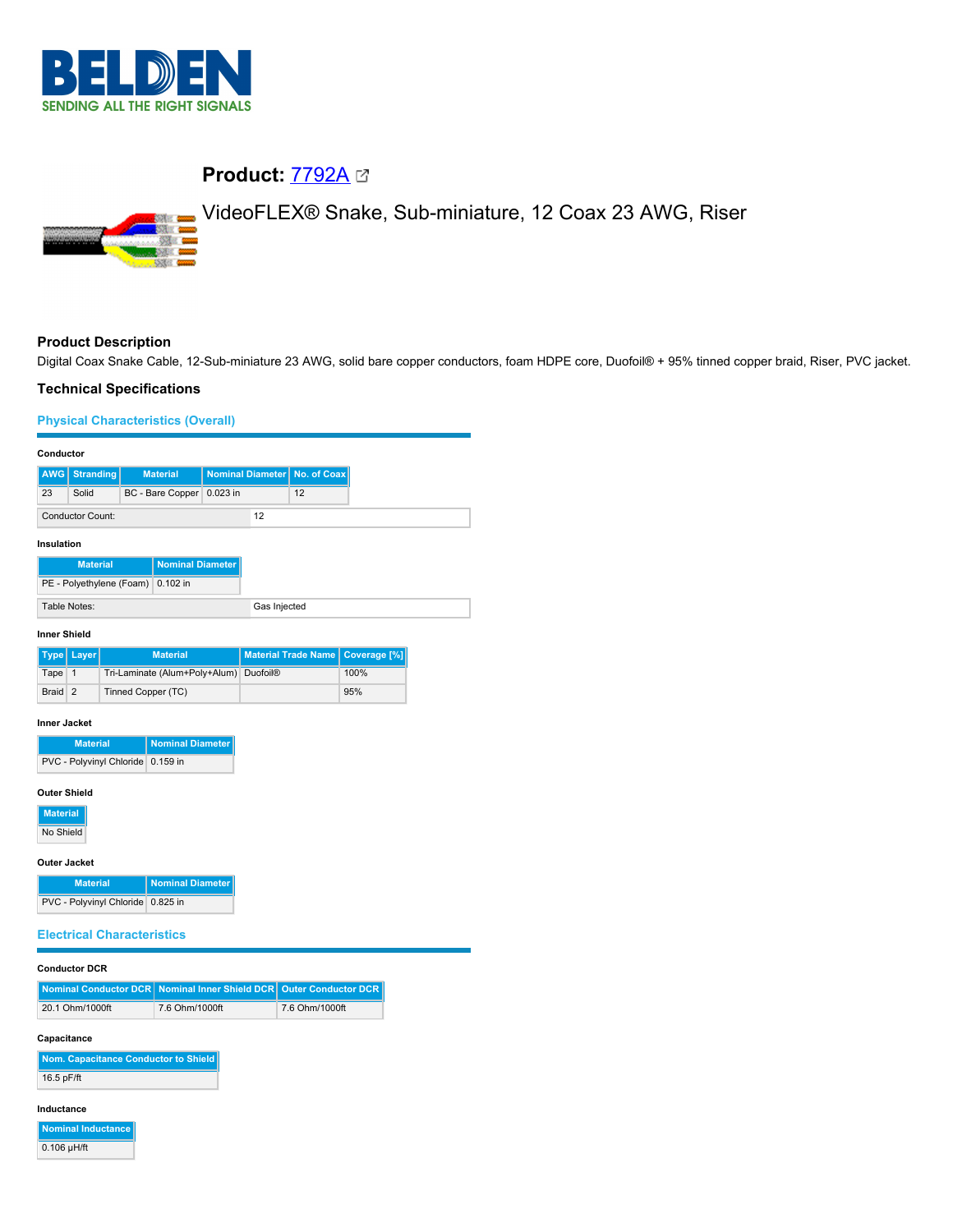# BELDEN

SENDING ALL THE RIGHT SIGNALS

## Product: 7792A

VideoFLEX® Snake, Sub-miniature, 12 Coax 23 AWG, Riser

### Product Description

Digital Coax Snake Cable, 12-Sub-miniature 23 AWG, solid bare copper conductors, foam HDPE core, Duofoil® + 95% tinned copper braid, Riser, PVC jacket.

### Technical Specifications

#### Physical Characteristics (Overall)

**Conductor**

| AWG | Stranding | Material | Nominal Diameter | No. of Coax |
|---|---|---|---|---|
| 23 | Solid | BC - Bare Copper | 0.023 in | 12 |

| Conductor Count: | 12 |
|---|---|

**Insulation**

| Material | Nominal Diameter |
|---|---|
| PE - Polyethylene (Foam) | 0.102 in |

| Table Notes: | Gas Injected |
|---|---|

**Inner Shield**

| Type | Layer | Material | Material Trade Name | Coverage [%] |
|---|---|---|---|---|
| Tape | 1 | Tri-Laminate (Alum+Poly+Alum) | Duofoil® | 100% |
| Braid | 2 | Tinned Copper (TC) | | 95% |

**Inner Jacket**

| Material | Nominal Diameter |
|---|---|
| PVC - Polyvinyl Chloride | 0.159 in |

**Outer Shield**

| Material |
|---|
| No Shield |

**Outer Jacket**

| Material | Nominal Diameter |
|---|---|
| PVC - Polyvinyl Chloride | 0.825 in |

#### Electrical Characteristics

**Conductor DCR**

| Nominal Conductor DCR | Nominal Inner Shield DCR | Outer Conductor DCR |
|---|---|---|
| 20.1 Ohm/1000ft | 7.6 Ohm/1000ft | 7.6 Ohm/1000ft |

**Capacitance**

| Nom. Capacitance Conductor to Shield |
|---|
| 16.5 pF/ft |

**Inductance**

| Nominal Inductance |
|---|
| 0.106 µH/ft |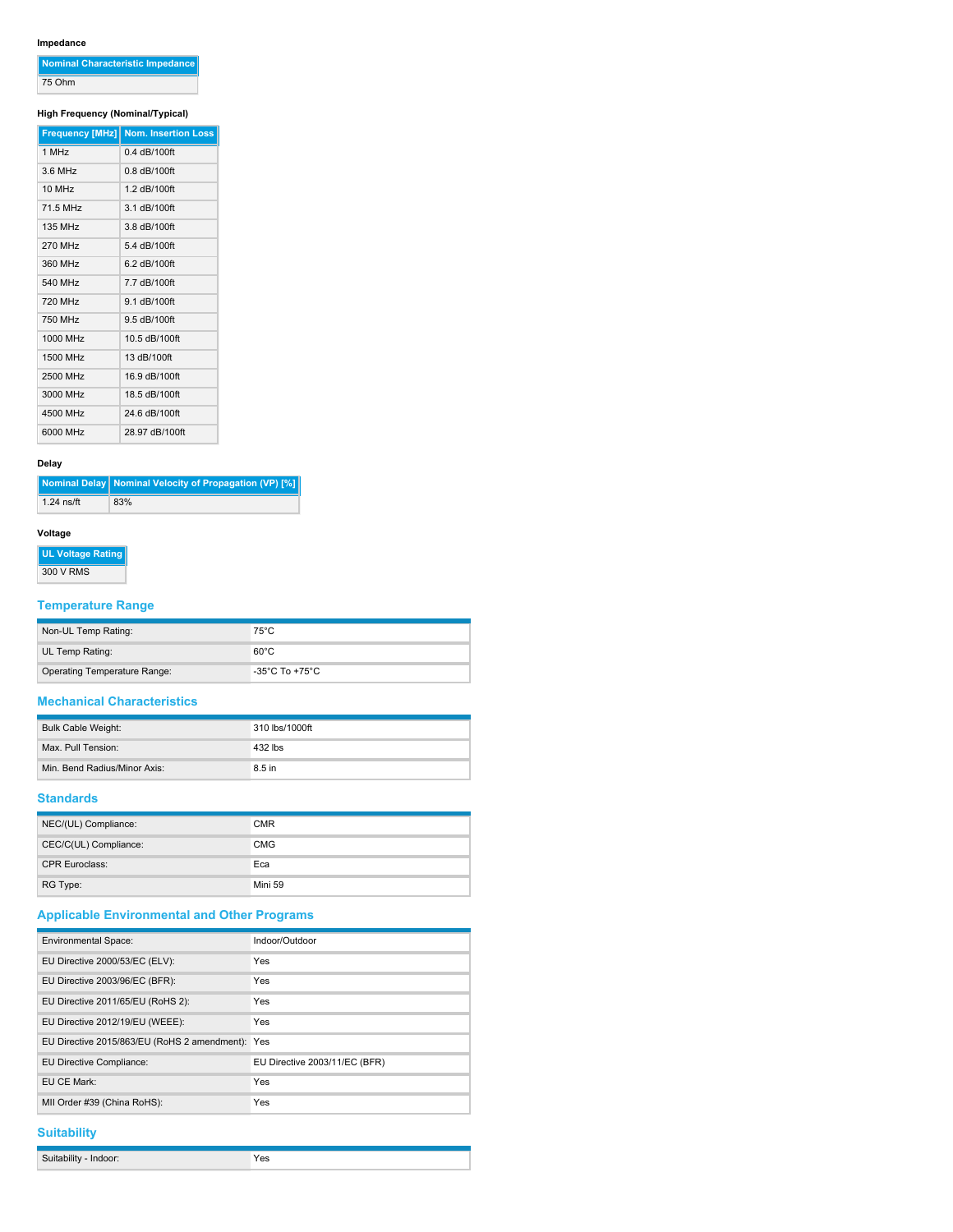#### Impedance

| Nominal Characteristic Impedance |
| --- |
| 75 Ohm |

#### High Frequency (Nominal/Typical)

| Frequency [MHz] | Nom. Insertion Loss |
| --- | --- |
| 1 MHz | 0.4 dB/100ft |
| 3.6 MHz | 0.8 dB/100ft |
| 10 MHz | 1.2 dB/100ft |
| 71.5 MHz | 3.1 dB/100ft |
| 135 MHz | 3.8 dB/100ft |
| 270 MHz | 5.4 dB/100ft |
| 360 MHz | 6.2 dB/100ft |
| 540 MHz | 7.7 dB/100ft |
| 720 MHz | 9.1 dB/100ft |
| 750 MHz | 9.5 dB/100ft |
| 1000 MHz | 10.5 dB/100ft |
| 1500 MHz | 13 dB/100ft |
| 2500 MHz | 16.9 dB/100ft |
| 3000 MHz | 18.5 dB/100ft |
| 4500 MHz | 24.6 dB/100ft |
| 6000 MHz | 28.97 dB/100ft |

#### Delay

| Nominal Delay | Nominal Velocity of Propagation (VP) [%] |
| --- | --- |
| 1.24 ns/ft | 83% |

#### Voltage

| UL Voltage Rating |
| --- |
| 300 V RMS |

## Temperature Range

| | |
| --- | --- |
| Non-UL Temp Rating: | 75°C |
| UL Temp Rating: | 60°C |
| Operating Temperature Range: | -35°C To +75°C |

## Mechanical Characteristics

| | |
| --- | --- |
| Bulk Cable Weight: | 310 lbs/1000ft |
| Max. Pull Tension: | 432 lbs |
| Min. Bend Radius/Minor Axis: | 8.5 in |

## Standards

| | |
| --- | --- |
| NEC/(UL) Compliance: | CMR |
| CEC/C(UL) Compliance: | CMG |
| CPR Euroclass: | Eca |
| RG Type: | Mini 59 |

## Applicable Environmental and Other Programs

| | |
| --- | --- |
| Environmental Space: | Indoor/Outdoor |
| EU Directive 2000/53/EC (ELV): | Yes |
| EU Directive 2003/96/EC (BFR): | Yes |
| EU Directive 2011/65/EU (RoHS 2): | Yes |
| EU Directive 2012/19/EU (WEEE): | Yes |
| EU Directive 2015/863/EU (RoHS 2 amendment): | Yes |
| EU Directive Compliance: | EU Directive 2003/11/EC (BFR) |
| EU CE Mark: | Yes |
| MII Order #39 (China RoHS): | Yes |

## Suitability

| | |
| --- | --- |
| Suitability - Indoor: | Yes |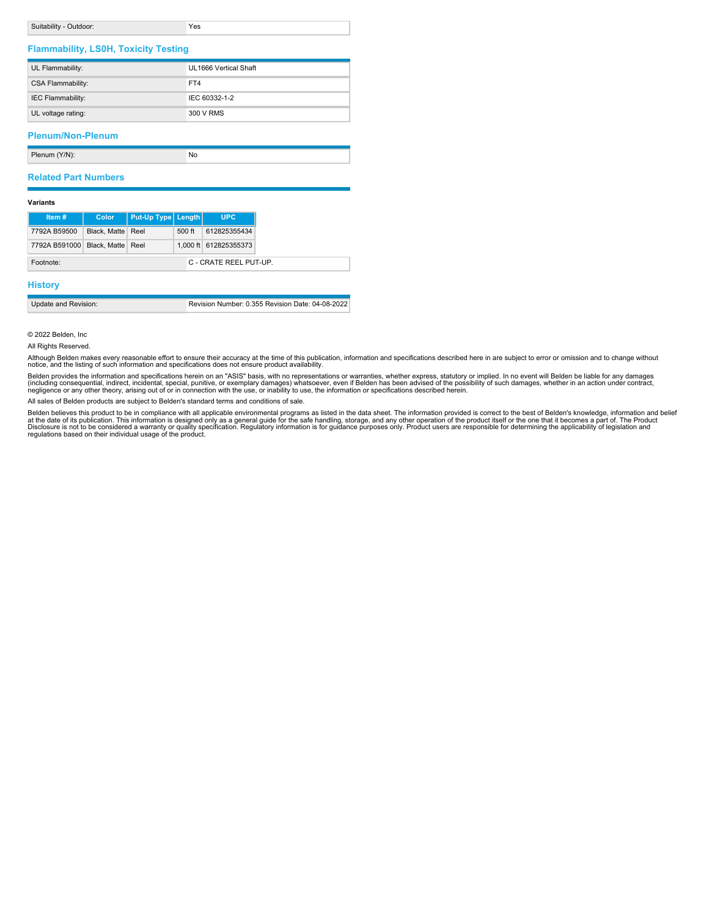| | |
|---|---|
| Suitability - Outdoor: | Yes |

## Flammability, LS0H, Toxicity Testing

| | |
|---|---|
| UL Flammability: | UL1666 Vertical Shaft |
| CSA Flammability: | FT4 |
| IEC Flammability: | IEC 60332-1-2 |
| UL voltage rating: | 300 V RMS |

## Plenum/Non-Plenum

| | |
|---|---|
| Plenum (Y/N): | No |

## Related Part Numbers

**Variants**

| Item # | Color | Put-Up Type | Length | UPC |
|---|---|---|---|---|
| 7792A B59500 | Black, Matte | Reel | 500 ft | 612825355434 |
| 7792A B591000 | Black, Matte | Reel | 1,000 ft | 612825355373 |

| | |
|---|---|
| Footnote: | C - CRATE REEL PUT-UP. |

## History

| | |
|---|---|
| Update and Revision: | Revision Number: 0.355 Revision Date: 04-08-2022 |

© 2022 Belden, Inc

All Rights Reserved.

Although Belden makes every reasonable effort to ensure their accuracy at the time of this publication, information and specifications described here in are subject to error or omission and to change without notice, and the listing of such information and specifications does not ensure product availability.

Belden provides the information and specifications herein on an "ASIS" basis, with no representations or warranties, whether express, statutory or implied. In no event will Belden be liable for any damages (including consequential, indirect, incidental, special, punitive, or exemplary damages) whatsoever, even if Belden has been advised of the possibility of such damages, whether in an action under contract, negligence or any other theory, arising out of or in connection with the use, or inability to use, the information or specifications described herein.

All sales of Belden products are subject to Belden's standard terms and conditions of sale.

Belden believes this product to be in compliance with all applicable environmental programs as listed in the data sheet. The information provided is correct to the best of Belden's knowledge, information and belief at the date of its publication. This information is designed only as a general guide for the safe handling, storage, and any other operation of the product itself or the one that it becomes a part of. The Product Disclosure is not to be considered a warranty or quality specification. Regulatory information is for guidance purposes only. Product users are responsible for determining the applicability of legislation and regulations based on their individual usage of the product.